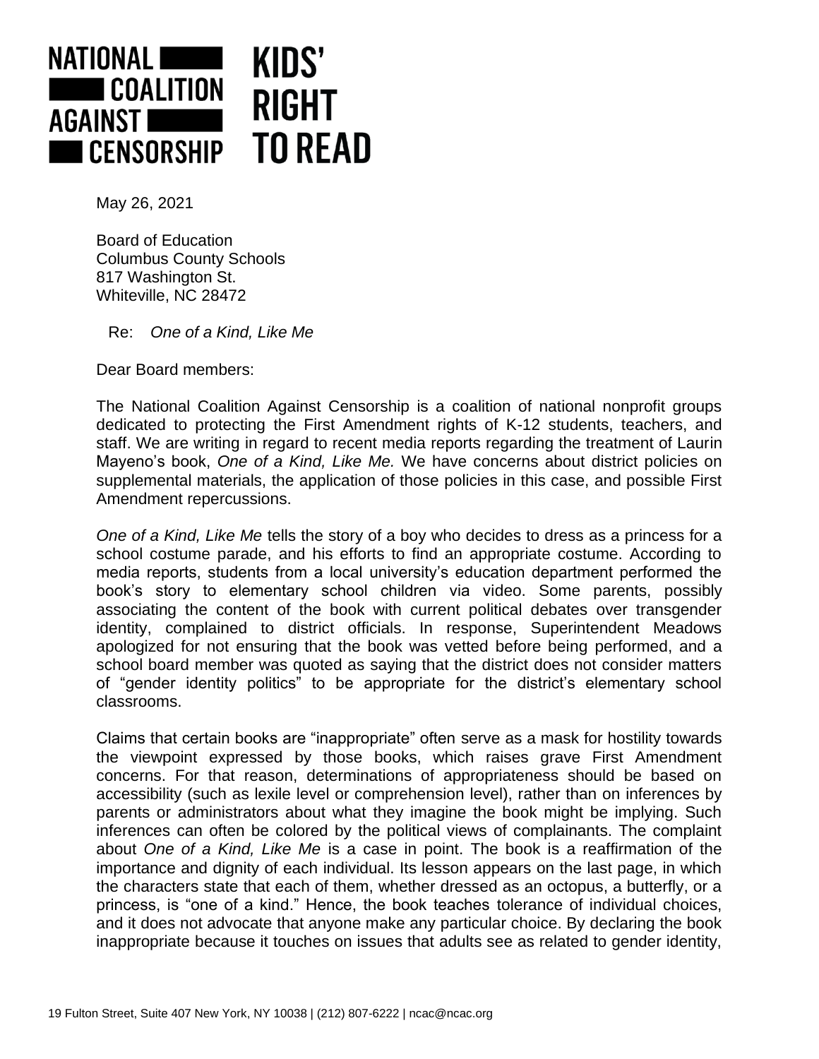NATIONAL COALITION AGAINST CENSORSHIP

KIDS' RIGHT TO READ

May 26, 2021

Board of Education
Columbus County Schools
817 Washington St.
Whiteville, NC 28472

Re: *One of a Kind, Like Me*

Dear Board members:

The National Coalition Against Censorship is a coalition of national nonprofit groups dedicated to protecting the First Amendment rights of K-12 students, teachers, and staff. We are writing in regard to recent media reports regarding the treatment of Laurin Mayeno's book, *One of a Kind, Like Me.* We have concerns about district policies on supplemental materials, the application of those policies in this case, and possible First Amendment repercussions.

*One of a Kind, Like Me* tells the story of a boy who decides to dress as a princess for a school costume parade, and his efforts to find an appropriate costume. According to media reports, students from a local university's education department performed the book's story to elementary school children via video. Some parents, possibly associating the content of the book with current political debates over transgender identity, complained to district officials. In response, Superintendent Meadows apologized for not ensuring that the book was vetted before being performed, and a school board member was quoted as saying that the district does not consider matters of "gender identity politics" to be appropriate for the district's elementary school classrooms.

Claims that certain books are "inappropriate" often serve as a mask for hostility towards the viewpoint expressed by those books, which raises grave First Amendment concerns. For that reason, determinations of appropriateness should be based on accessibility (such as lexile level or comprehension level), rather than on inferences by parents or administrators about what they imagine the book might be implying. Such inferences can often be colored by the political views of complainants. The complaint about *One of a Kind, Like Me* is a case in point. The book is a reaffirmation of the importance and dignity of each individual. Its lesson appears on the last page, in which the characters state that each of them, whether dressed as an octopus, a butterfly, or a princess, is "one of a kind." Hence, the book teaches tolerance of individual choices, and it does not advocate that anyone make any particular choice. By declaring the book inappropriate because it touches on issues that adults see as related to gender identity,

19 Fulton Street, Suite 407 New York, NY 10038 | (212) 807-6222 | ncac@ncac.org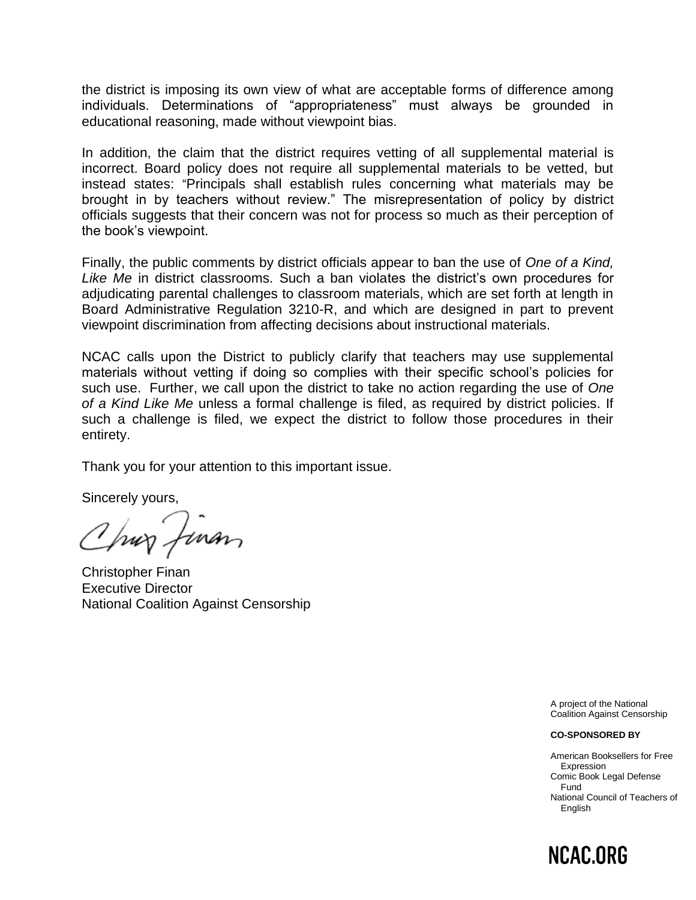the district is imposing its own view of what are acceptable forms of difference among individuals. Determinations of "appropriateness" must always be grounded in educational reasoning, made without viewpoint bias.

In addition, the claim that the district requires vetting of all supplemental material is incorrect. Board policy does not require all supplemental materials to be vetted, but instead states: "Principals shall establish rules concerning what materials may be brought in by teachers without review." The misrepresentation of policy by district officials suggests that their concern was not for process so much as their perception of the book's viewpoint.

Finally, the public comments by district officials appear to ban the use of *One of a Kind, Like Me* in district classrooms. Such a ban violates the district's own procedures for adjudicating parental challenges to classroom materials, which are set forth at length in Board Administrative Regulation 3210-R, and which are designed in part to prevent viewpoint discrimination from affecting decisions about instructional materials.

NCAC calls upon the District to publicly clarify that teachers may use supplemental materials without vetting if doing so complies with their specific school's policies for such use. Further, we call upon the district to take no action regarding the use of *One of a Kind Like Me* unless a formal challenge is filed, as required by district policies. If such a challenge is filed, we expect the district to follow those procedures in their entirety.

Thank you for your attention to this important issue.

Sincerely yours,

Christopher Finan
Executive Director
National Coalition Against Censorship

A project of the National Coalition Against Censorship

**CO-SPONSORED BY**

American Booksellers for Free Expression
Comic Book Legal Defense Fund
National Council of Teachers of English

**NCAC.ORG**